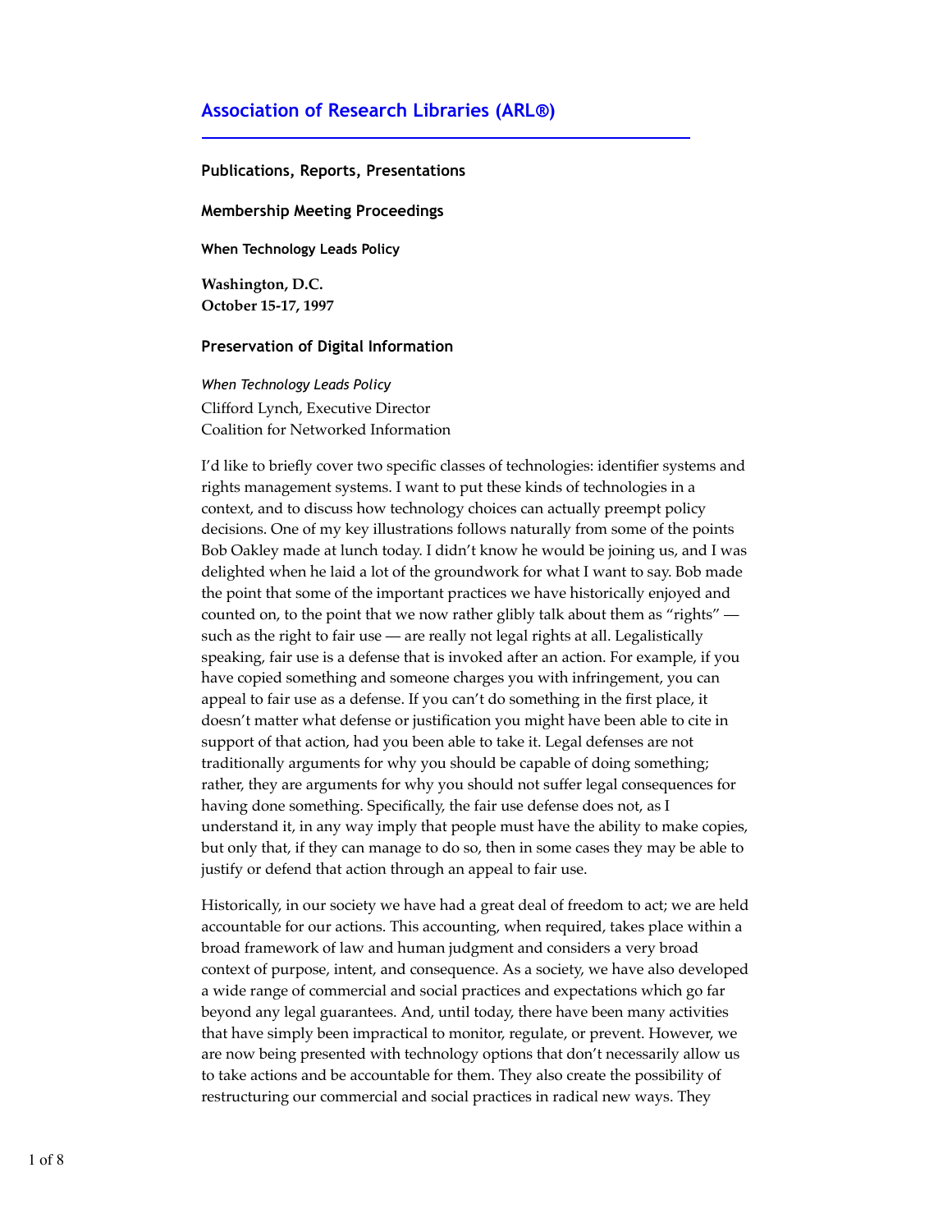## Association of Research Libraries (ARL®)

### Publications, Reports, Presentations

### Membership Meeting Proceedings

#### When Technology Leads Policy

**Washington, D.C.**
**October 15-17, 1997**

### Preservation of Digital Information

*When Technology Leads Policy*
Clifford Lynch, Executive Director
Coalition for Networked Information

I'd like to briefly cover two specific classes of technologies: identifier systems and rights management systems. I want to put these kinds of technologies in a context, and to discuss how technology choices can actually preempt policy decisions. One of my key illustrations follows naturally from some of the points Bob Oakley made at lunch today. I didn't know he would be joining us, and I was delighted when he laid a lot of the groundwork for what I want to say. Bob made the point that some of the important practices we have historically enjoyed and counted on, to the point that we now rather glibly talk about them as "rights" — such as the right to fair use — are really not legal rights at all. Legalistically speaking, fair use is a defense that is invoked after an action. For example, if you have copied something and someone charges you with infringement, you can appeal to fair use as a defense. If you can't do something in the first place, it doesn't matter what defense or justification you might have been able to cite in support of that action, had you been able to take it. Legal defenses are not traditionally arguments for why you should be capable of doing something; rather, they are arguments for why you should not suffer legal consequences for having done something. Specifically, the fair use defense does not, as I understand it, in any way imply that people must have the ability to make copies, but only that, if they can manage to do so, then in some cases they may be able to justify or defend that action through an appeal to fair use.

Historically, in our society we have had a great deal of freedom to act; we are held accountable for our actions. This accounting, when required, takes place within a broad framework of law and human judgment and considers a very broad context of purpose, intent, and consequence. As a society, we have also developed a wide range of commercial and social practices and expectations which go far beyond any legal guarantees. And, until today, there have been many activities that have simply been impractical to monitor, regulate, or prevent. However, we are now being presented with technology options that don't necessarily allow us to take actions and be accountable for them. They also create the possibility of restructuring our commercial and social practices in radical new ways. They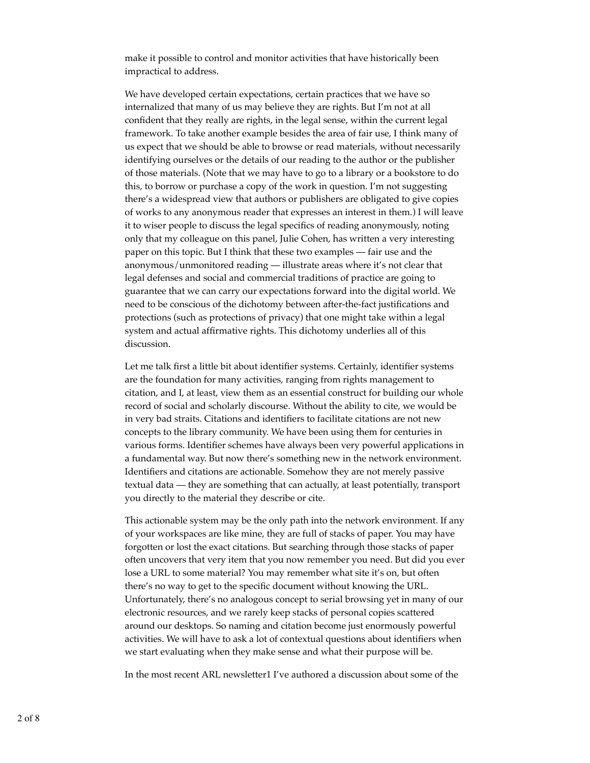make it possible to control and monitor activities that have historically been impractical to address.

We have developed certain expectations, certain practices that we have so internalized that many of us may believe they are rights. But I'm not at all confident that they really are rights, in the legal sense, within the current legal framework. To take another example besides the area of fair use, I think many of us expect that we should be able to browse or read materials, without necessarily identifying ourselves or the details of our reading to the author or the publisher of those materials. (Note that we may have to go to a library or a bookstore to do this, to borrow or purchase a copy of the work in question. I'm not suggesting there's a widespread view that authors or publishers are obligated to give copies of works to any anonymous reader that expresses an interest in them.) I will leave it to wiser people to discuss the legal specifics of reading anonymously, noting only that my colleague on this panel, Julie Cohen, has written a very interesting paper on this topic. But I think that these two examples — fair use and the anonymous/unmonitored reading — illustrate areas where it's not clear that legal defenses and social and commercial traditions of practice are going to guarantee that we can carry our expectations forward into the digital world. We need to be conscious of the dichotomy between after-the-fact justifications and protections (such as protections of privacy) that one might take within a legal system and actual affirmative rights. This dichotomy underlies all of this discussion.

Let me talk first a little bit about identifier systems. Certainly, identifier systems are the foundation for many activities, ranging from rights management to citation, and I, at least, view them as an essential construct for building our whole record of social and scholarly discourse. Without the ability to cite, we would be in very bad straits. Citations and identifiers to facilitate citations are not new concepts to the library community. We have been using them for centuries in various forms. Identifier schemes have always been very powerful applications in a fundamental way. But now there's something new in the network environment. Identifiers and citations are actionable. Somehow they are not merely passive textual data — they are something that can actually, at least potentially, transport you directly to the material they describe or cite.

This actionable system may be the only path into the network environment. If any of your workspaces are like mine, they are full of stacks of paper. You may have forgotten or lost the exact citations. But searching through those stacks of paper often uncovers that very item that you now remember you need. But did you ever lose a URL to some material? You may remember what site it's on, but often there's no way to get to the specific document without knowing the URL. Unfortunately, there's no analogous concept to serial browsing yet in many of our electronic resources, and we rarely keep stacks of personal copies scattered around our desktops. So naming and citation become just enormously powerful activities. We will have to ask a lot of contextual questions about identifiers when we start evaluating when they make sense and what their purpose will be.

In the most recent ARL newsletter[1] I've authored a discussion about some of the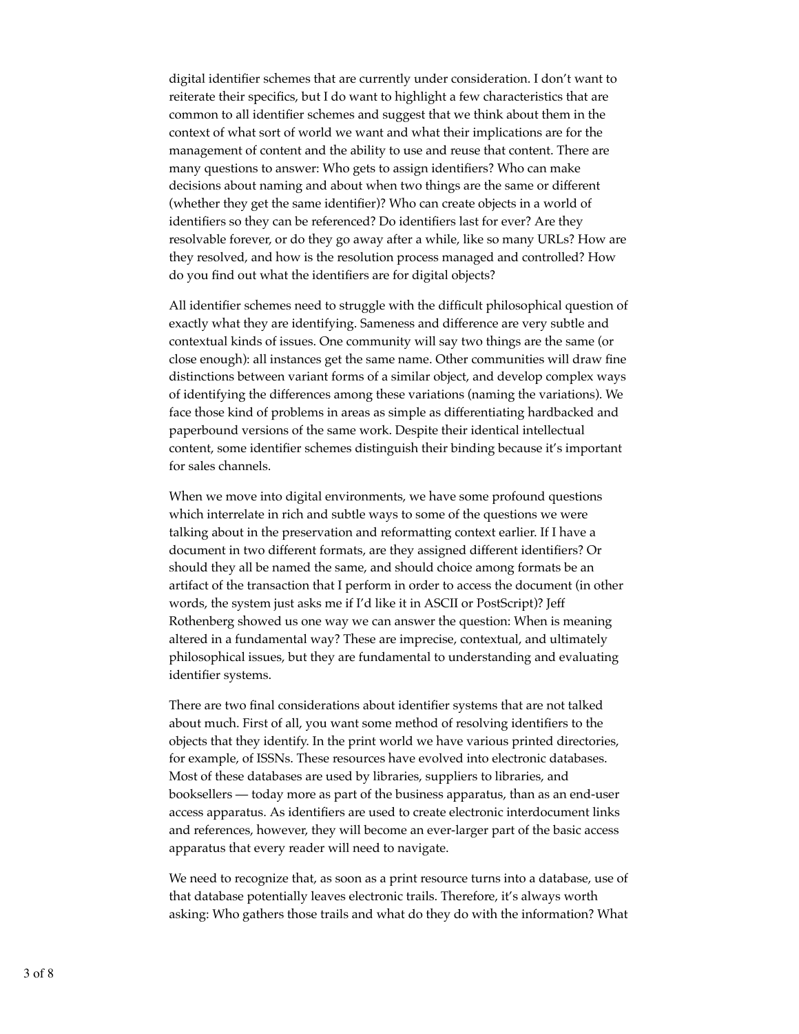digital identifier schemes that are currently under consideration. I don't want to reiterate their specifics, but I do want to highlight a few characteristics that are common to all identifier schemes and suggest that we think about them in the context of what sort of world we want and what their implications are for the management of content and the ability to use and reuse that content. There are many questions to answer: Who gets to assign identifiers? Who can make decisions about naming and about when two things are the same or different (whether they get the same identifier)? Who can create objects in a world of identifiers so they can be referenced? Do identifiers last for ever? Are they resolvable forever, or do they go away after a while, like so many URLs? How are they resolved, and how is the resolution process managed and controlled? How do you find out what the identifiers are for digital objects?

All identifier schemes need to struggle with the difficult philosophical question of exactly what they are identifying. Sameness and difference are very subtle and contextual kinds of issues. One community will say two things are the same (or close enough): all instances get the same name. Other communities will draw fine distinctions between variant forms of a similar object, and develop complex ways of identifying the differences among these variations (naming the variations). We face those kind of problems in areas as simple as differentiating hardbacked and paperbound versions of the same work. Despite their identical intellectual content, some identifier schemes distinguish their binding because it's important for sales channels.

When we move into digital environments, we have some profound questions which interrelate in rich and subtle ways to some of the questions we were talking about in the preservation and reformatting context earlier. If I have a document in two different formats, are they assigned different identifiers? Or should they all be named the same, and should choice among formats be an artifact of the transaction that I perform in order to access the document (in other words, the system just asks me if I'd like it in ASCII or PostScript)? Jeff Rothenberg showed us one way we can answer the question: When is meaning altered in a fundamental way? These are imprecise, contextual, and ultimately philosophical issues, but they are fundamental to understanding and evaluating identifier systems.

There are two final considerations about identifier systems that are not talked about much. First of all, you want some method of resolving identifiers to the objects that they identify. In the print world we have various printed directories, for example, of ISSNs. These resources have evolved into electronic databases. Most of these databases are used by libraries, suppliers to libraries, and booksellers — today more as part of the business apparatus, than as an end-user access apparatus. As identifiers are used to create electronic interdocument links and references, however, they will become an ever-larger part of the basic access apparatus that every reader will need to navigate.

We need to recognize that, as soon as a print resource turns into a database, use of that database potentially leaves electronic trails. Therefore, it's always worth asking: Who gathers those trails and what do they do with the information? What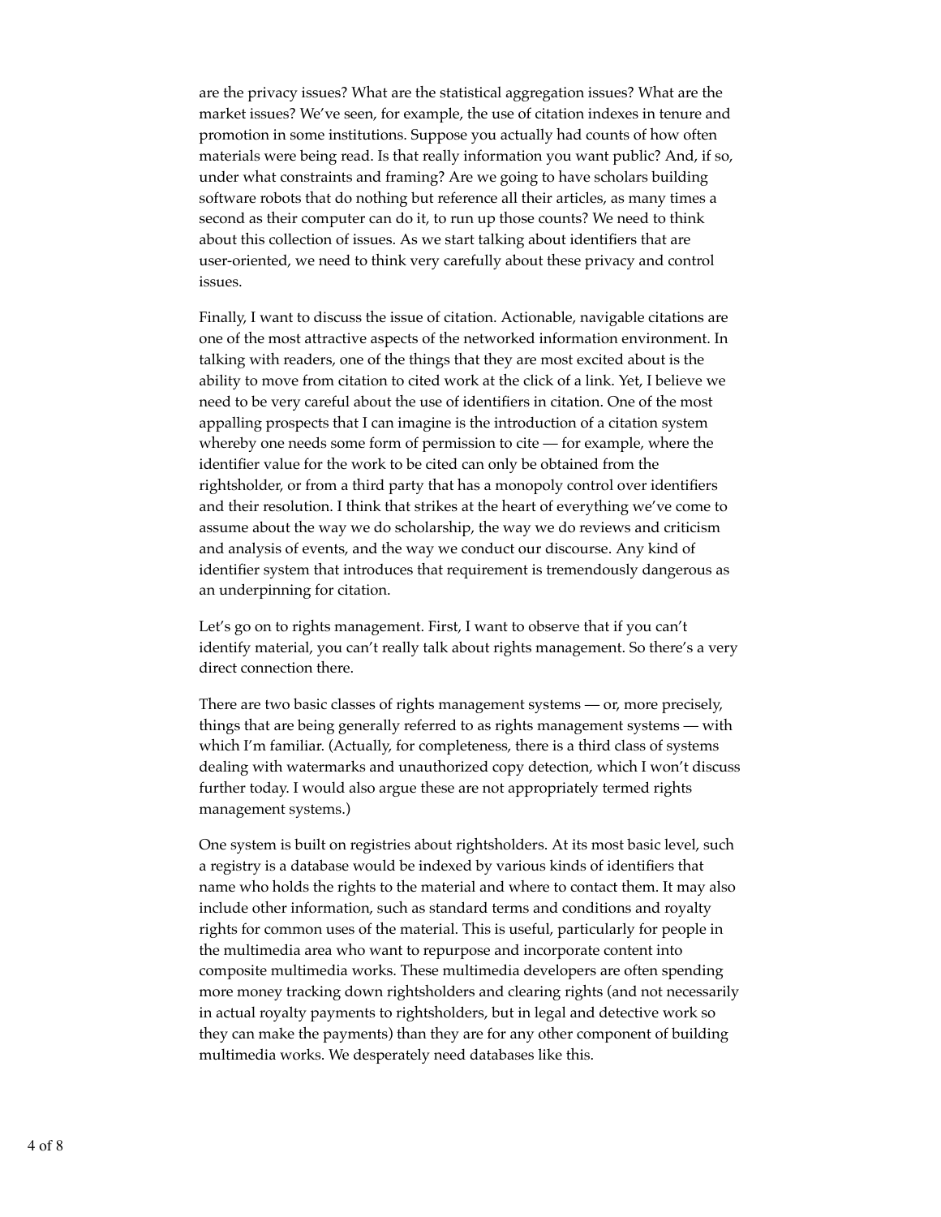are the privacy issues? What are the statistical aggregation issues? What are the market issues? We've seen, for example, the use of citation indexes in tenure and promotion in some institutions. Suppose you actually had counts of how often materials were being read. Is that really information you want public? And, if so, under what constraints and framing? Are we going to have scholars building software robots that do nothing but reference all their articles, as many times a second as their computer can do it, to run up those counts? We need to think about this collection of issues. As we start talking about identifiers that are user-oriented, we need to think very carefully about these privacy and control issues.

Finally, I want to discuss the issue of citation. Actionable, navigable citations are one of the most attractive aspects of the networked information environment. In talking with readers, one of the things that they are most excited about is the ability to move from citation to cited work at the click of a link. Yet, I believe we need to be very careful about the use of identifiers in citation. One of the most appalling prospects that I can imagine is the introduction of a citation system whereby one needs some form of permission to cite — for example, where the identifier value for the work to be cited can only be obtained from the rightsholder, or from a third party that has a monopoly control over identifiers and their resolution. I think that strikes at the heart of everything we've come to assume about the way we do scholarship, the way we do reviews and criticism and analysis of events, and the way we conduct our discourse. Any kind of identifier system that introduces that requirement tremendously dangerous as an underpinning for citation.

Let's go on to rights management. First, I want to observe that if you can't identify material, you can't really talk about rights management. So there's a very direct connection there.

There are two basic classes of rights management systems — or, more precisely, things that are being generally referred to as rights management systems — with which I'm familiar. (Actually, for completeness, there is a third class of systems dealing with watermarks and unauthorized copy detection, which I won't discuss further today. I would also argue these are not appropriately termed rights management systems.)

One system is built on registries about rightsholders. At its most basic level, such a registry is a database would be indexed by various kinds of identifiers that name who holds the rights to the material and where to contact them. It may also include other information, such as standard terms and conditions and royalty rights for common uses of the material. This is useful, particularly for people in the multimedia area who want to repurpose and incorporate content into composite multimedia works. These multimedia developers are often spending more money tracking down rightsholders and clearing rights (and not necessarily in actual royalty payments to rightsholders, but in legal and detective work so they can make the payments) than they are for any other component of building multimedia works. We desperately need databases like this.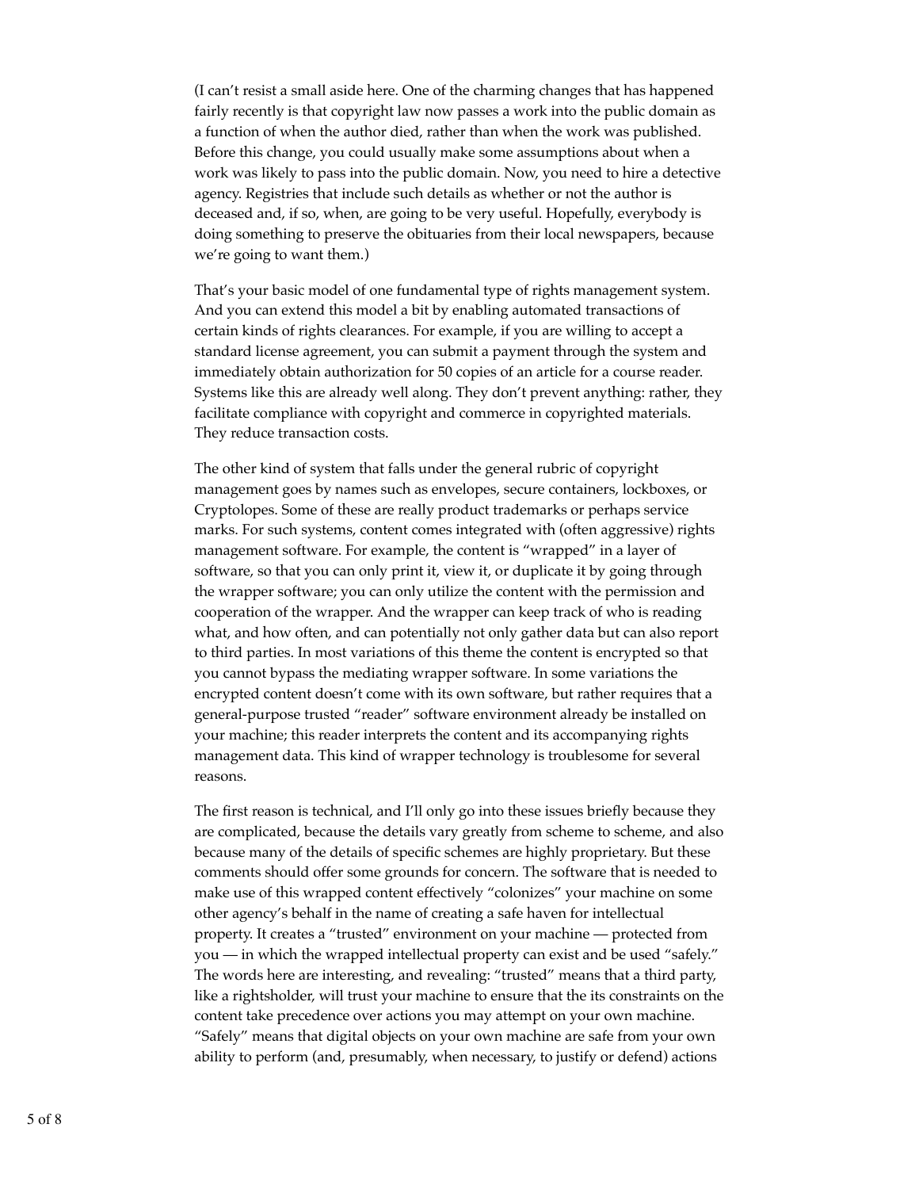(I can't resist a small aside here. One of the charming changes that has happened fairly recently is that copyright law now passes a work into the public domain as a function of when the author died, rather than when the work was published. Before this change, you could usually make some assumptions about when a work was likely to pass into the public domain. Now, you need to hire a detective agency. Registries that include such details as whether or not the author is deceased and, if so, when, are going to be very useful. Hopefully, everybody is doing something to preserve the obituaries from their local newspapers, because we're going to want them.)

That's your basic model of one fundamental type of rights management system. And you can extend this model a bit by enabling automated transactions of certain kinds of rights clearances. For example, if you are willing to accept a standard license agreement, you can submit a payment through the system and immediately obtain authorization for 50 copies of an article for a course reader. Systems like this are already well along. They don't prevent anything: rather, they facilitate compliance with copyright and commerce in copyrighted materials. They reduce transaction costs.

The other kind of system that falls under the general rubric of copyright management goes by names such as envelopes, secure containers, lockboxes, or Cryptolopes. Some of these are really product trademarks or perhaps service marks. For such systems, content comes integrated with (often aggressive) rights management software. For example, the content is "wrapped" in a layer of software, so that you can only print it, view it, or duplicate it by going through the wrapper software; you can only utilize the content with the permission and cooperation of the wrapper. And the wrapper can keep track of who is reading what, and how often, and can potentially not only gather data but can also report to third parties. In most variations of this theme the content is encrypted so that you cannot bypass the mediating wrapper software. In some variations the encrypted content doesn't come with its own software, but rather requires that a general-purpose trusted "reader" software environment already be installed on your machine; this reader interprets the content and its accompanying rights management data. This kind of wrapper technology is troublesome for several reasons.

The first reason is technical, and I'll only go into these issues briefly because they are complicated, because the details vary greatly from scheme to scheme, and also because many of the details of specific schemes are highly proprietary. But these comments should offer some grounds for concern. The software that is needed to make use of this wrapped content effectively "colonizes" your machine on some other agency's behalf in the name of creating a safe haven for intellectual property. It creates a "trusted" environment on your machine — protected from you — in which the wrapped intellectual property can exist and be used "safely." The words here are interesting, and revealing: "trusted" means that a third party, like a rightsholder, will trust your machine to ensure that the its constraints on the content take precedence over actions you may attempt on your own machine. "Safely" means that digital objects on your own machine are safe from your own ability to perform (and, presumably, when necessary, to justify or defend) actions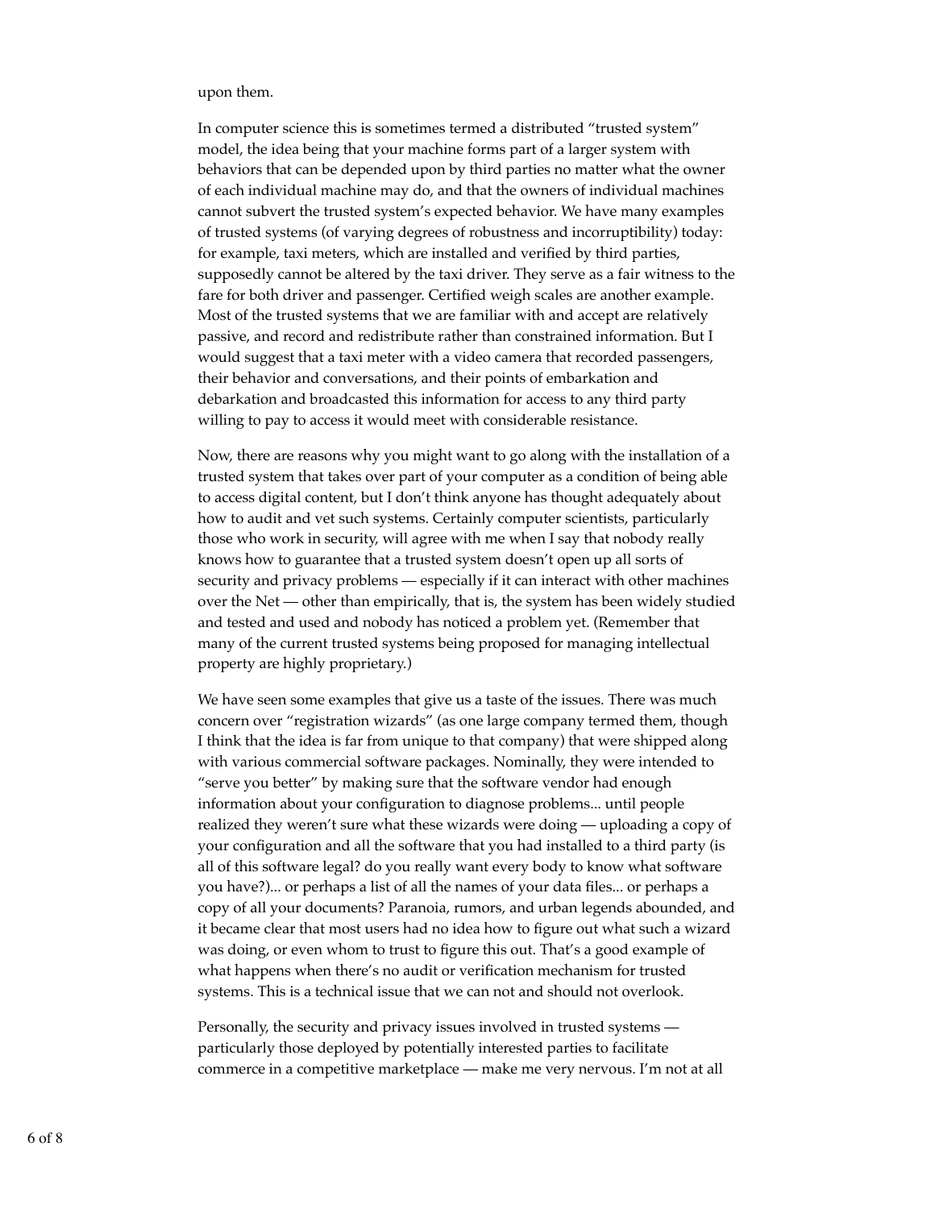upon them.

In computer science this is sometimes termed a distributed "trusted system" model, the idea being that your machine forms part of a larger system with behaviors that can be depended upon by third parties no matter what the owner of each individual machine may do, and that the owners of individual machines cannot subvert the trusted system's expected behavior. We have many examples of trusted systems (of varying degrees of robustness and incorruptibility) today: for example, taxi meters, which are installed and verified by third parties, supposedly cannot be altered by the taxi driver. They serve as a fair witness to the fare for both driver and passenger. Certified weigh scales are another example. Most of the trusted systems that we are familiar with and accept are relatively passive, and record and redistribute rather than constrained information. But I would suggest that a taxi meter with a video camera that recorded passengers, their behavior and conversations, and their points of embarkation and debarkation and broadcasted this information for access to any third party willing to pay to access it would meet with considerable resistance.

Now, there are reasons why you might want to go along with the installation of a trusted system that takes over part of your computer as a condition of being able to access digital content, but I don't think anyone has thought adequately about how to audit and vet such systems. Certainly computer scientists, particularly those who work in security, will agree with me when I say that nobody really knows how to guarantee that a trusted system doesn't open up all sorts of security and privacy problems — especially if it can interact with other machines over the Net — other than empirically, that is, the system has been widely studied and tested and used and nobody has noticed a problem yet. (Remember that many of the current trusted systems being proposed for managing intellectual property are highly proprietary.)

We have seen some examples that give us a taste of the issues. There was much concern over "registration wizards" (as one large company termed them, though I think that the idea is far from unique to that company) that were shipped along with various commercial software packages. Nominally, they were intended to "serve you better" by making sure that the software vendor had enough information about your configuration to diagnose problems... until people realized they weren't sure what these wizards were doing — uploading a copy of your configuration and all the software that you had installed to a third party (is all of this software legal? do you really want every body to know what software you have?)... or perhaps a list of all the names of your data files... or perhaps a copy of all your documents? Paranoia, rumors, and urban legends abounded, and it became clear that most users had no idea how to figure out what such a wizard was doing, or even whom to trust to figure this out. That's a good example of what happens when there's no audit or verification mechanism for trusted systems. This is a technical issue that we can not and should not overlook.

Personally, the security and privacy issues involved in trusted systems — particularly those deployed by potentially interested parties to facilitate commerce in a competitive marketplace — make me very nervous. I'm not at all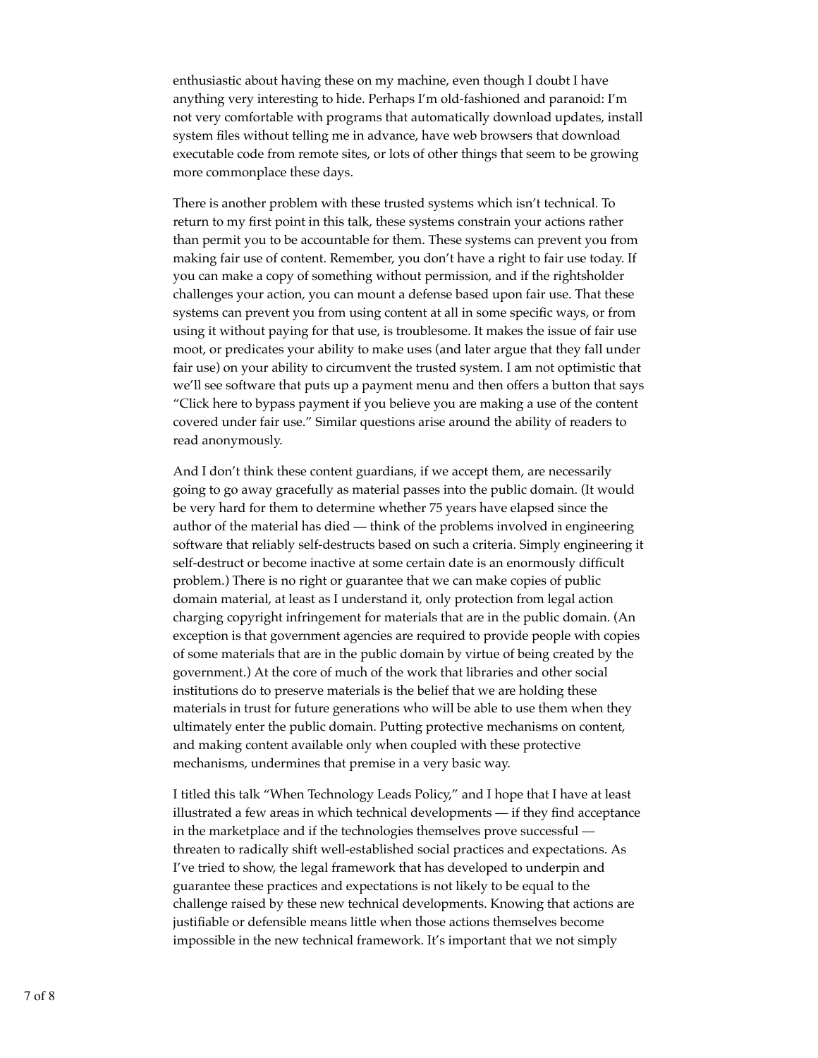enthusiastic about having these on my machine, even though I doubt I have anything very interesting to hide. Perhaps I'm old-fashioned and paranoid: I'm not very comfortable with programs that automatically download updates, install system files without telling me in advance, have web browsers that download executable code from remote sites, or lots of other things that seem to be growing more commonplace these days.

There is another problem with these trusted systems which isn't technical. To return to my first point in this talk, these systems constrain your actions rather than permit you to be accountable for them. These systems can prevent you from making fair use of content. Remember, you don't have a right to fair use today. If you can make a copy of something without permission, and if the rightsholder challenges your action, you can mount a defense based upon fair use. That these systems can prevent you from using content at all in some specific ways, or from using it without paying for that use, is troublesome. It makes the issue of fair use moot, or predicates your ability to make uses (and later argue that they fall under fair use) on your ability to circumvent the trusted system. I am not optimistic that we'll see software that puts up a payment menu and then offers a button that says "Click here to bypass payment if you believe you are making a use of the content covered under fair use." Similar questions arise around the ability of readers to read anonymously.

And I don't think these content guardians, if we accept them, are necessarily going to go away gracefully as material passes into the public domain. (It would be very hard for them to determine whether 75 years have elapsed since the author of the material has died — think of the problems involved in engineering software that reliably self-destructs based on such a criteria. Simply engineering it self-destruct or become inactive at some certain date is an enormously difficult problem.) There is no right or guarantee that we can make copies of public domain material, at least as I understand it, only protection from legal action charging copyright infringement for materials that are in the public domain. (An exception is that government agencies are required to provide people with copies of some materials that are in the public domain by virtue of being created by the government.) At the core of much of the work that libraries and other social institutions do to preserve materials is the belief that we are holding these materials in trust for future generations who will be able to use them when they ultimately enter the public domain. Putting protective mechanisms on content, and making content available only when coupled with these protective mechanisms, undermines that premise in a very basic way.

I titled this talk "When Technology Leads Policy," and I hope that I have at least illustrated a few areas in which technical developments — if they find acceptance in the marketplace and if the technologies themselves prove successful — threaten to radically shift well-established social practices and expectations. As I've tried to show, the legal framework that has developed to underpin and guarantee these practices and expectations is not likely to be equal to the challenge raised by these new technical developments. Knowing that actions are justifiable or defensible means little when those actions themselves become impossible in the new technical framework. It's important that we not simply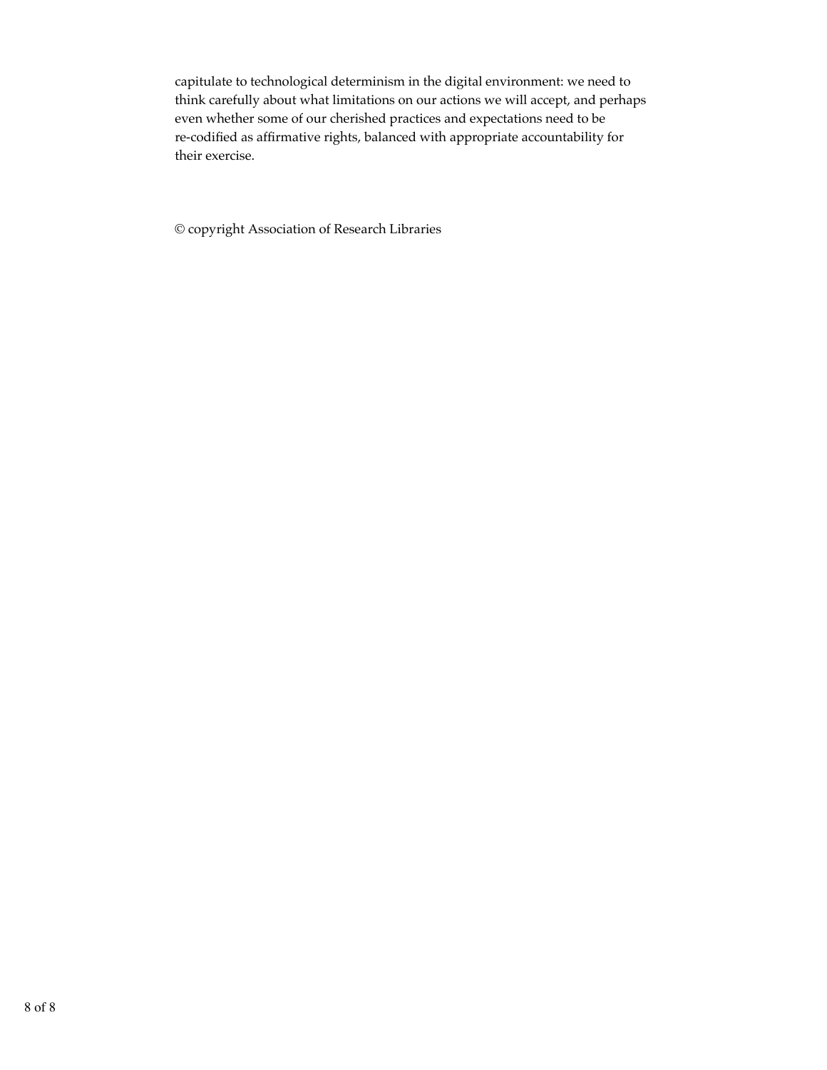capitulate to technological determinism in the digital environment: we need to think carefully about what limitations on our actions we will accept, and perhaps even whether some of our cherished practices and expectations need to be re-codified as affirmative rights, balanced with appropriate accountability for their exercise.

© copyright Association of Research Libraries